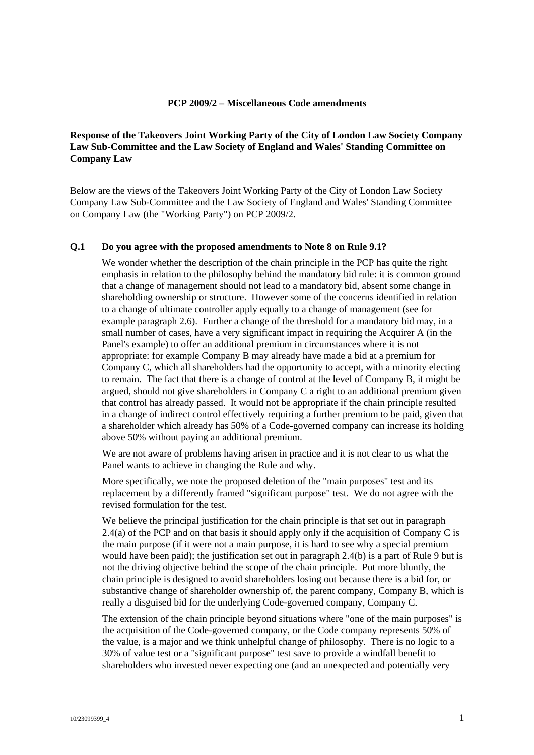**PCP 2009/2 – Miscellaneous Code amendments**

**Response of the Takeovers Joint Working Party of the City of London Law Society Company Law Sub-Committee and the Law Society of England and Wales' Standing Committee on Company Law**

Below are the views of the Takeovers Joint Working Party of the City of London Law Society Company Law Sub-Committee and the Law Society of England and Wales' Standing Committee on Company Law (the "Working Party") on PCP 2009/2.

**Q.1 Do you agree with the proposed amendments to Note 8 on Rule 9.1?**

We wonder whether the description of the chain principle in the PCP has quite the right emphasis in relation to the philosophy behind the mandatory bid rule: it is common ground that a change of management should not lead to a mandatory bid, absent some change in shareholding ownership or structure. However some of the concerns identified in relation to a change of ultimate controller apply equally to a change of management (see for example paragraph 2.6). Further a change of the threshold for a mandatory bid may, in a small number of cases, have a very significant impact in requiring the Acquirer A (in the Panel's example) to offer an additional premium in circumstances where it is not appropriate: for example Company B may already have made a bid at a premium for Company C, which all shareholders had the opportunity to accept, with a minority electing to remain. The fact that there is a change of control at the level of Company B, it might be argued, should not give shareholders in Company C a right to an additional premium given that control has already passed. It would not be appropriate if the chain principle resulted in a change of indirect control effectively requiring a further premium to be paid, given that a shareholder which already has 50% of a Code-governed company can increase its holding above 50% without paying an additional premium.

We are not aware of problems having arisen in practice and it is not clear to us what the Panel wants to achieve in changing the Rule and why.

More specifically, we note the proposed deletion of the "main purposes" test and its replacement by a differently framed "significant purpose" test. We do not agree with the revised formulation for the test.

We believe the principal justification for the chain principle is that set out in paragraph 2.4(a) of the PCP and on that basis it should apply only if the acquisition of Company C is the main purpose (if it were not a main purpose, it is hard to see why a special premium would have been paid); the justification set out in paragraph 2.4(b) is a part of Rule 9 but is not the driving objective behind the scope of the chain principle. Put more bluntly, the chain principle is designed to avoid shareholders losing out because there is a bid for, or substantive change of shareholder ownership of, the parent company, Company B, which is really a disguised bid for the underlying Code-governed company, Company C.

The extension of the chain principle beyond situations where "one of the main purposes" is the acquisition of the Code-governed company, or the Code company represents 50% of the value, is a major and we think unhelpful change of philosophy. There is no logic to a 30% of value test or a "significant purpose" test save to provide a windfall benefit to shareholders who invested never expecting one (and an unexpected and potentially very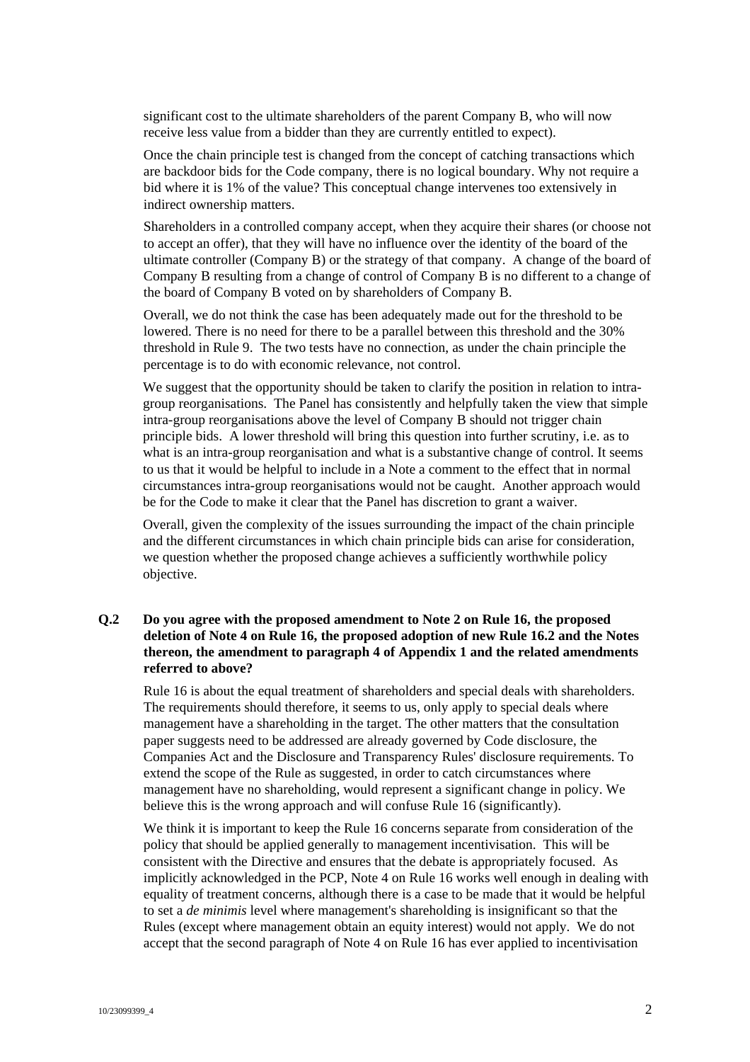significant cost to the ultimate shareholders of the parent Company B, who will now receive less value from a bidder than they are currently entitled to expect).

Once the chain principle test is changed from the concept of catching transactions which are backdoor bids for the Code company, there is no logical boundary. Why not require a bid where it is 1% of the value? This conceptual change intervenes too extensively in indirect ownership matters.

Shareholders in a controlled company accept, when they acquire their shares (or choose not to accept an offer), that they will have no influence over the identity of the board of the ultimate controller (Company B) or the strategy of that company. A change of the board of Company B resulting from a change of control of Company B is no different to a change of the board of Company B voted on by shareholders of Company B.

Overall, we do not think the case has been adequately made out for the threshold to be lowered. There is no need for there to be a parallel between this threshold and the 30% threshold in Rule 9. The two tests have no connection, as under the chain principle the percentage is to do with economic relevance, not control.

We suggest that the opportunity should be taken to clarify the position in relation to intra-group reorganisations. The Panel has consistently and helpfully taken the view that simple intra-group reorganisations above the level of Company B should not trigger chain principle bids. A lower threshold will bring this question into further scrutiny, i.e. as to what is an intra-group reorganisation and what is a substantive change of control. It seems to us that it would be helpful to include in a Note a comment to the effect that in normal circumstances intra-group reorganisations would not be caught. Another approach would be for the Code to make it clear that the Panel has discretion to grant a waiver.

Overall, given the complexity of the issues surrounding the impact of the chain principle and the different circumstances in which chain principle bids can arise for consideration, we question whether the proposed change achieves a sufficiently worthwhile policy objective.

**Q.2 Do you agree with the proposed amendment to Note 2 on Rule 16, the proposed deletion of Note 4 on Rule 16, the proposed adoption of new Rule 16.2 and the Notes thereon, the amendment to paragraph 4 of Appendix 1 and the related amendments referred to above?**

Rule 16 is about the equal treatment of shareholders and special deals with shareholders. The requirements should therefore, it seems to us, only apply to special deals where management have a shareholding in the target. The other matters that the consultation paper suggests need to be addressed are already governed by Code disclosure, the Companies Act and the Disclosure and Transparency Rules' disclosure requirements. To extend the scope of the Rule as suggested, in order to catch circumstances where management have no shareholding, would represent a significant change in policy. We believe this is the wrong approach and will confuse Rule 16 (significantly).

We think it is important to keep the Rule 16 concerns separate from consideration of the policy that should be applied generally to management incentivisation. This will be consistent with the Directive and ensures that the debate is appropriately focused. As implicitly acknowledged in the PCP, Note 4 on Rule 16 works well enough in dealing with equality of treatment concerns, although there is a case to be made that it would be helpful to set a *de minimis* level where management's shareholding is insignificant so that the Rules (except where management obtain an equity interest) would not apply. We do not accept that the second paragraph of Note 4 on Rule 16 has ever applied to incentivisation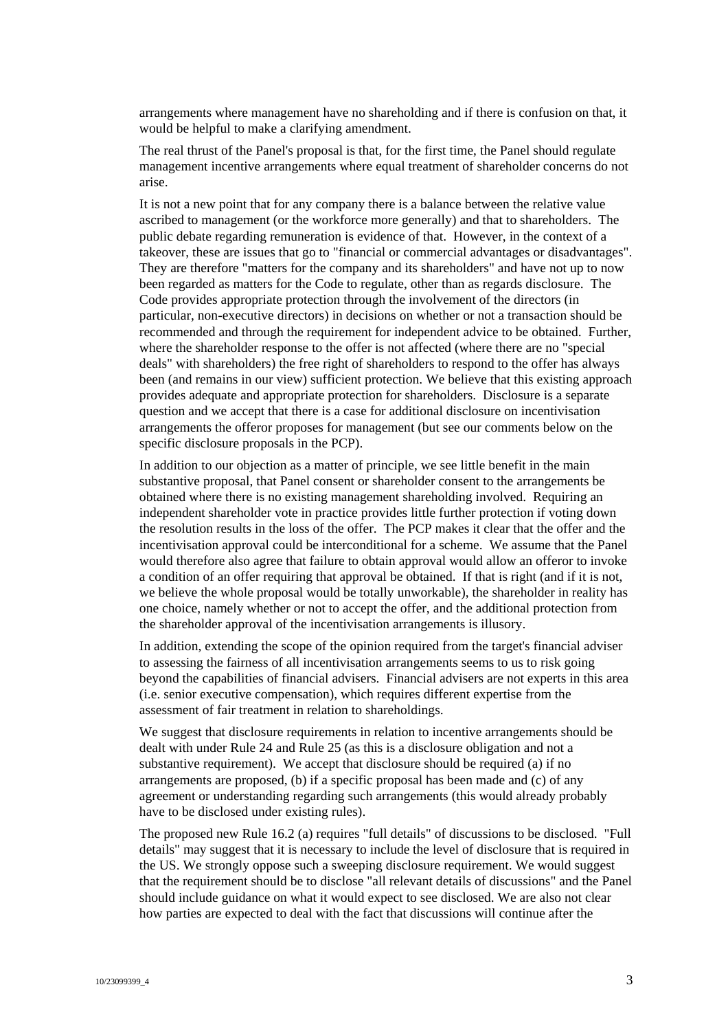arrangements where management have no shareholding and if there is confusion on that, it would be helpful to make a clarifying amendment.

The real thrust of the Panel's proposal is that, for the first time, the Panel should regulate management incentive arrangements where equal treatment of shareholder concerns do not arise.

It is not a new point that for any company there is a balance between the relative value ascribed to management (or the workforce more generally) and that to shareholders. The public debate regarding remuneration is evidence of that. However, in the context of a takeover, these are issues that go to "financial or commercial advantages or disadvantages". They are therefore "matters for the company and its shareholders" and have not up to now been regarded as matters for the Code to regulate, other than as regards disclosure. The Code provides appropriate protection through the involvement of the directors (in particular, non-executive directors) in decisions on whether or not a transaction should be recommended and through the requirement for independent advice to be obtained. Further, where the shareholder response to the offer is not affected (where there are no "special deals" with shareholders) the free right of shareholders to respond to the offer has always been (and remains in our view) sufficient protection. We believe that this existing approach provides adequate and appropriate protection for shareholders. Disclosure is a separate question and we accept that there is a case for additional disclosure on incentivisation arrangements the offeror proposes for management (but see our comments below on the specific disclosure proposals in the PCP).

In addition to our objection as a matter of principle, we see little benefit in the main substantive proposal, that Panel consent or shareholder consent to the arrangements be obtained where there is no existing management shareholding involved. Requiring an independent shareholder vote in practice provides little further protection if voting down the resolution results in the loss of the offer. The PCP makes it clear that the offer and the incentivisation approval could be interconditional for a scheme. We assume that the Panel would therefore also agree that failure to obtain approval would allow an offeror to invoke a condition of an offer requiring that approval be obtained. If that is right (and if it is not, we believe the whole proposal would be totally unworkable), the shareholder in reality has one choice, namely whether or not to accept the offer, and the additional protection from the shareholder approval of the incentivisation arrangements is illusory.

In addition, extending the scope of the opinion required from the target's financial adviser to assessing the fairness of all incentivisation arrangements seems to us to risk going beyond the capabilities of financial advisers. Financial advisers are not experts in this area (i.e. senior executive compensation), which requires different expertise from the assessment of fair treatment in relation to shareholdings.

We suggest that disclosure requirements in relation to incentive arrangements should be dealt with under Rule 24 and Rule 25 (as this is a disclosure obligation and not a substantive requirement). We accept that disclosure should be required (a) if no arrangements are proposed, (b) if a specific proposal has been made and (c) of any agreement or understanding regarding such arrangements (this would already probably have to be disclosed under existing rules).

The proposed new Rule 16.2 (a) requires "full details" of discussions to be disclosed. "Full details" may suggest that it is necessary to include the level of disclosure that is required in the US. We strongly oppose such a sweeping disclosure requirement. We would suggest that the requirement should be to disclose "all relevant details of discussions" and the Panel should include guidance on what it would expect to see disclosed. We are also not clear how parties are expected to deal with the fact that discussions will continue after the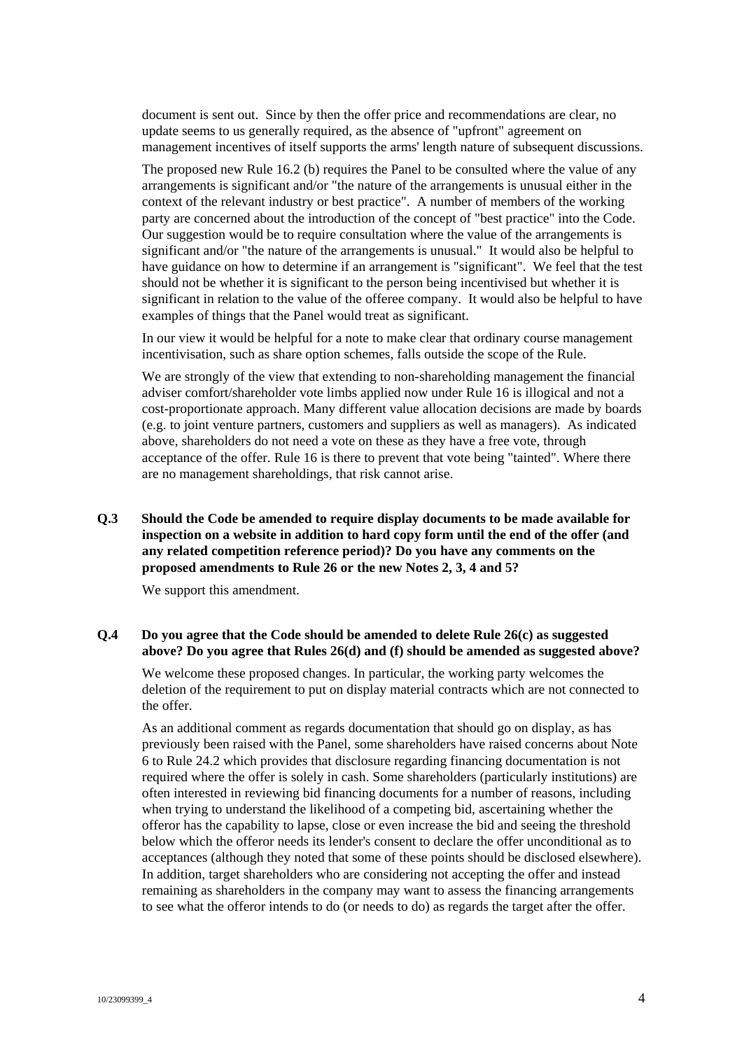document is sent out. Since by then the offer price and recommendations are clear, no update seems to us generally required, as the absence of "upfront" agreement on management incentives of itself supports the arms' length nature of subsequent discussions.

The proposed new Rule 16.2 (b) requires the Panel to be consulted where the value of any arrangements is significant and/or "the nature of the arrangements is unusual either in the context of the relevant industry or best practice". A number of members of the working party are concerned about the introduction of the concept of "best practice" into the Code. Our suggestion would be to require consultation where the value of the arrangements is significant and/or "the nature of the arrangements is unusual." It would also be helpful to have guidance on how to determine if an arrangement is "significant". We feel that the test should not be whether it is significant to the person being incentivised but whether it is significant in relation to the value of the offeree company. It would also be helpful to have examples of things that the Panel would treat as significant.

In our view it would be helpful for a note to make clear that ordinary course management incentivisation, such as share option schemes, falls outside the scope of the Rule.

We are strongly of the view that extending to non-shareholding management the financial adviser comfort/shareholder vote limbs applied now under Rule 16 is illogical and not a cost-proportionate approach. Many different value allocation decisions are made by boards (e.g. to joint venture partners, customers and suppliers as well as managers). As indicated above, shareholders do not need a vote on these as they have a free vote, through acceptance of the offer. Rule 16 is there to prevent that vote being "tainted". Where there are no management shareholdings, that risk cannot arise.

**Q.3 Should the Code be amended to require display documents to be made available for inspection on a website in addition to hard copy form until the end of the offer (and any related competition reference period)? Do you have any comments on the proposed amendments to Rule 26 or the new Notes 2, 3, 4 and 5?**

We support this amendment.

**Q.4 Do you agree that the Code should be amended to delete Rule 26(c) as suggested above? Do you agree that Rules 26(d) and (f) should be amended as suggested above?**

We welcome these proposed changes. In particular, the working party welcomes the deletion of the requirement to put on display material contracts which are not connected to the offer.

As an additional comment as regards documentation that should go on display, as has previously been raised with the Panel, some shareholders have raised concerns about Note 6 to Rule 24.2 which provides that disclosure regarding financing documentation is not required where the offer is solely in cash. Some shareholders (particularly institutions) are often interested in reviewing bid financing documents for a number of reasons, including when trying to understand the likelihood of a competing bid, ascertaining whether the offeror has the capability to lapse, close or even increase the bid and seeing the threshold below which the offeror needs its lender's consent to declare the offer unconditional as to acceptances (although they noted that some of these points should be disclosed elsewhere). In addition, target shareholders who are considering not accepting the offer and instead remaining as shareholders in the company may want to assess the financing arrangements to see what the offeror intends to do (or needs to do) as regards the target after the offer.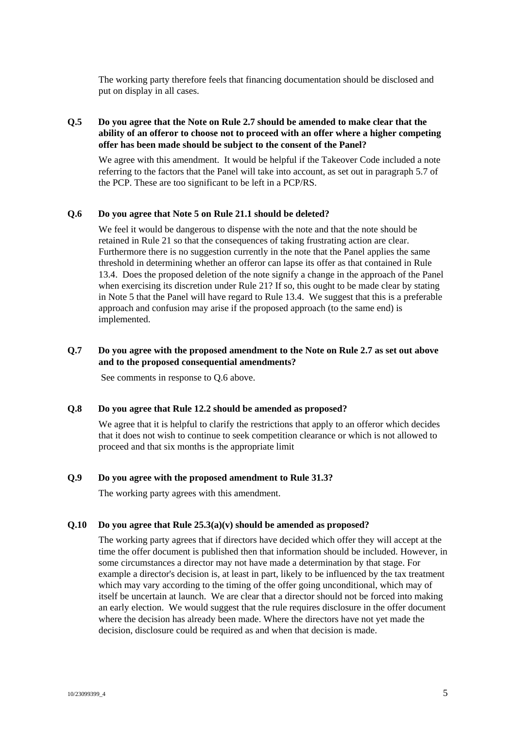The working party therefore feels that financing documentation should be disclosed and put on display in all cases.

**Q.5 Do you agree that the Note on Rule 2.7 should be amended to make clear that the ability of an offeror to choose not to proceed with an offer where a higher competing offer has been made should be subject to the consent of the Panel?**

We agree with this amendment. It would be helpful if the Takeover Code included a note referring to the factors that the Panel will take into account, as set out in paragraph 5.7 of the PCP. These are too significant to be left in a PCP/RS.

**Q.6 Do you agree that Note 5 on Rule 21.1 should be deleted?**

We feel it would be dangerous to dispense with the note and that the note should be retained in Rule 21 so that the consequences of taking frustrating action are clear. Furthermore there is no suggestion currently in the note that the Panel applies the same threshold in determining whether an offeror can lapse its offer as that contained in Rule 13.4. Does the proposed deletion of the note signify a change in the approach of the Panel when exercising its discretion under Rule 21? If so, this ought to be made clear by stating in Note 5 that the Panel will have regard to Rule 13.4. We suggest that this is a preferable approach and confusion may arise if the proposed approach (to the same end) is implemented.

**Q.7 Do you agree with the proposed amendment to the Note on Rule 2.7 as set out above and to the proposed consequential amendments?**

See comments in response to Q.6 above.

**Q.8 Do you agree that Rule 12.2 should be amended as proposed?**

We agree that it is helpful to clarify the restrictions that apply to an offeror which decides that it does not wish to continue to seek competition clearance or which is not allowed to proceed and that six months is the appropriate limit

**Q.9 Do you agree with the proposed amendment to Rule 31.3?**

The working party agrees with this amendment.

**Q.10 Do you agree that Rule 25.3(a)(v) should be amended as proposed?**

The working party agrees that if directors have decided which offer they will accept at the time the offer document is published then that information should be included. However, in some circumstances a director may not have made a determination by that stage. For example a director's decision is, at least in part, likely to be influenced by the tax treatment which may vary according to the timing of the offer going unconditional, which may of itself be uncertain at launch. We are clear that a director should not be forced into making an early election. We would suggest that the rule requires disclosure in the offer document where the decision has already been made. Where the directors have not yet made the decision, disclosure could be required as and when that decision is made.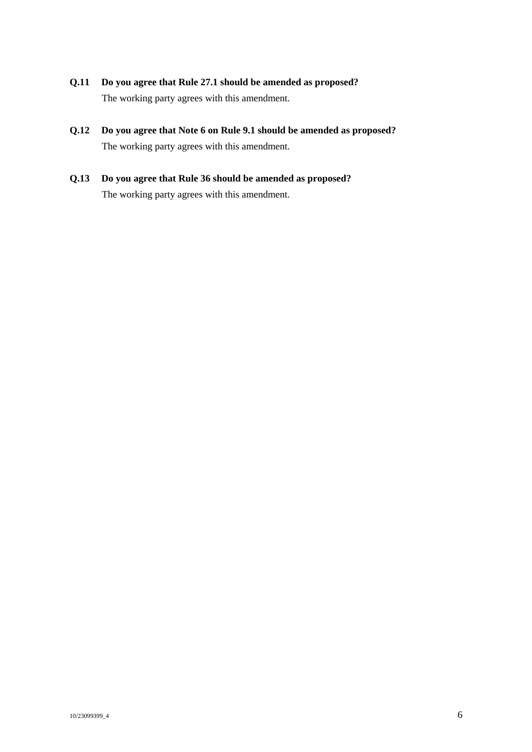**Q.11 Do you agree that Rule 27.1 should be amended as proposed?**

The working party agrees with this amendment.

**Q.12 Do you agree that Note 6 on Rule 9.1 should be amended as proposed?**

The working party agrees with this amendment.

**Q.13 Do you agree that Rule 36 should be amended as proposed?**

The working party agrees with this amendment.